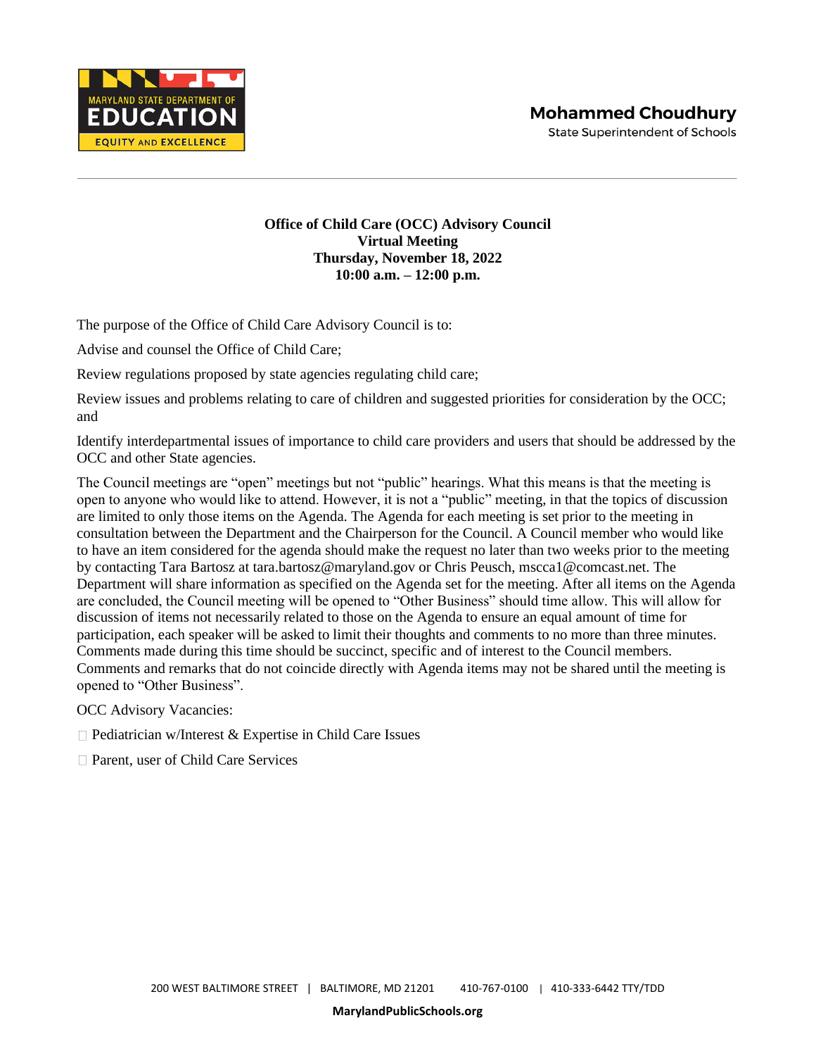MARYLAND STATE DEPARTMENT OF EDUCATION
EQUITY AND EXCELLENCE

**Mohammed Choudhury**
State Superintendent of Schools

---

**Office of Child Care (OCC) Advisory Council**
**Virtual Meeting**
**Thursday, November 18, 2022**
**10:00 a.m. – 12:00 p.m.**

The purpose of the Office of Child Care Advisory Council is to:

Advise and counsel the Office of Child Care;

Review regulations proposed by state agencies regulating child care;

Review issues and problems relating to care of children and suggested priorities for consideration by the OCC; and

Identify interdepartmental issues of importance to child care providers and users that should be addressed by the OCC and other State agencies.

The Council meetings are "open" meetings but not "public" hearings. What this means is that the meeting is open to anyone who would like to attend. However, it is not a "public" meeting, in that the topics of discussion are limited to only those items on the Agenda. The Agenda for each meeting is set prior to the meeting in consultation between the Department and the Chairperson for the Council. A Council member who would like to have an item considered for the agenda should make the request no later than two weeks prior to the meeting by contacting Tara Bartosz at tara.bartosz@maryland.gov or Chris Peusch, mscca1@comcast.net. The Department will share information as specified on the Agenda set for the meeting. After all items on the Agenda are concluded, the Council meeting will be opened to "Other Business" should time allow. This will allow for discussion of items not necessarily related to those on the Agenda to ensure an equal amount of time for participation, each speaker will be asked to limit their thoughts and comments to no more than three minutes. Comments made during this time should be succinct, specific and of interest to the Council members. Comments and remarks that do not coincide directly with Agenda items may not be shared until the meeting is opened to "Other Business".

OCC Advisory Vacancies:

- Pediatrician w/Interest & Expertise in Child Care Issues
- Parent, user of Child Care Services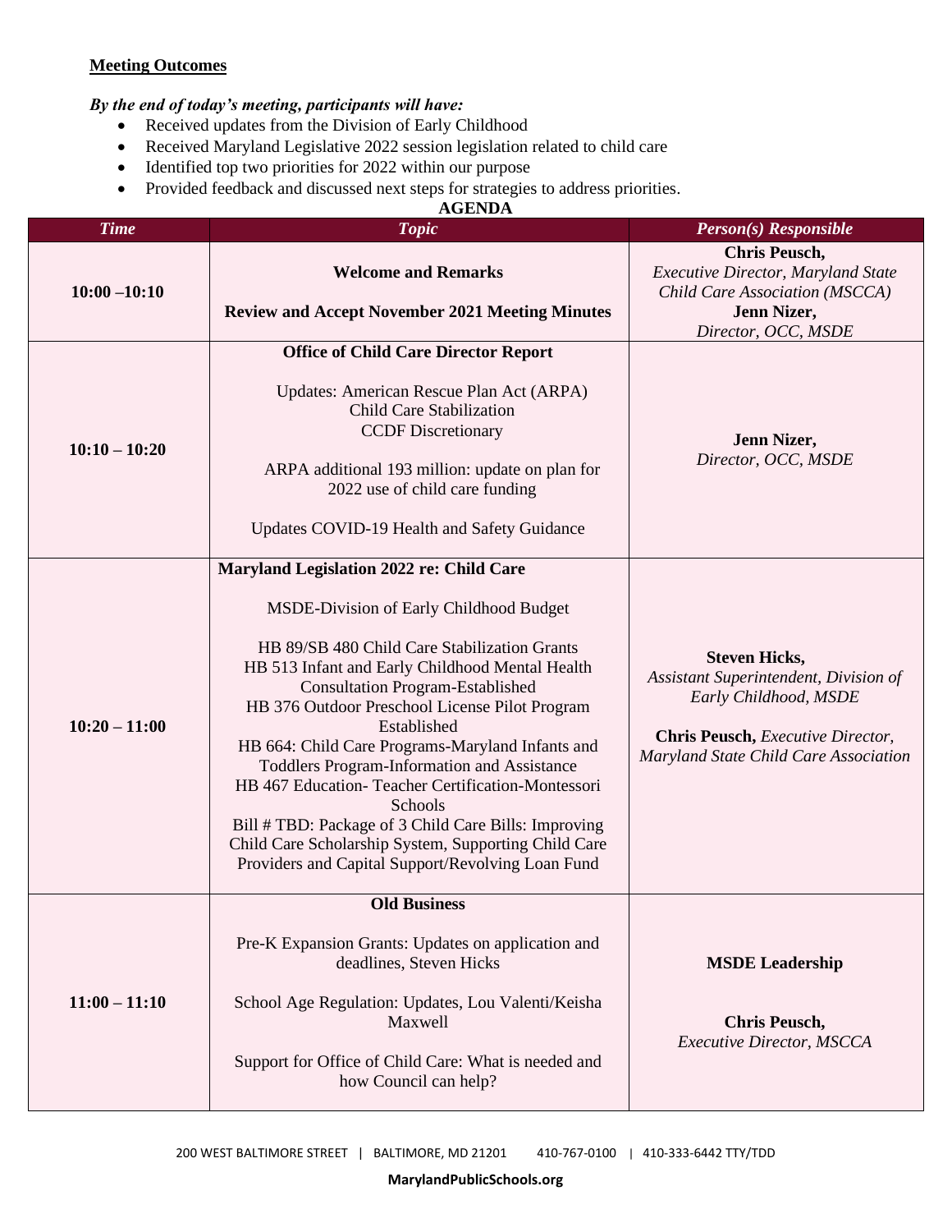**Meeting Outcomes**

***By the end of today's meeting, participants will have:***

- Received updates from the Division of Early Childhood
- Received Maryland Legislative 2022 session legislation related to child care
- Identified top two priorities for 2022 within our purpose
- Provided feedback and discussed next steps for strategies to address priorities.

**AGENDA**

| *Time* | *Topic* | *Person(s) Responsible* |
|---|---|---|
| **10:00 –10:10** | **Welcome and Remarks**<br><br>**Review and Accept November 2021 Meeting Minutes** | **Chris Peusch,** *Executive Director, Maryland State Child Care Association (MSCCA)*<br>**Jenn Nizer,** *Director, OCC, MSDE* |
| **10:10 – 10:20** | **Office of Child Care Director Report**<br><br>Updates: American Rescue Plan Act (ARPA)<br>Child Care Stabilization<br>CCDF Discretionary<br><br>ARPA additional 193 million: update on plan for 2022 use of child care funding<br><br>Updates COVID-19 Health and Safety Guidance | **Jenn Nizer,** *Director, OCC, MSDE* |
| **10:20 – 11:00** | **Maryland Legislation 2022 re: Child Care**<br><br>MSDE-Division of Early Childhood Budget<br><br>HB 89/SB 480 Child Care Stabilization Grants<br>HB 513 Infant and Early Childhood Mental Health Consultation Program-Established<br>HB 376 Outdoor Preschool License Pilot Program Established<br>HB 664: Child Care Programs-Maryland Infants and Toddlers Program-Information and Assistance<br>HB 467 Education- Teacher Certification-Montessori Schools<br>Bill # TBD: Package of 3 Child Care Bills: Improving Child Care Scholarship System, Supporting Child Care Providers and Capital Support/Revolving Loan Fund | **Steven Hicks,** *Assistant Superintendent, Division of Early Childhood, MSDE*<br><br>**Chris Peusch,** *Executive Director, Maryland State Child Care Association* |
| **11:00 – 11:10** | **Old Business**<br><br>Pre-K Expansion Grants: Updates on application and deadlines, Steven Hicks<br><br>School Age Regulation: Updates, Lou Valenti/Keisha Maxwell<br><br>Support for Office of Child Care: What is needed and how Council can help? | **MSDE Leadership**<br><br>**Chris Peusch,** *Executive Director, MSCCA* |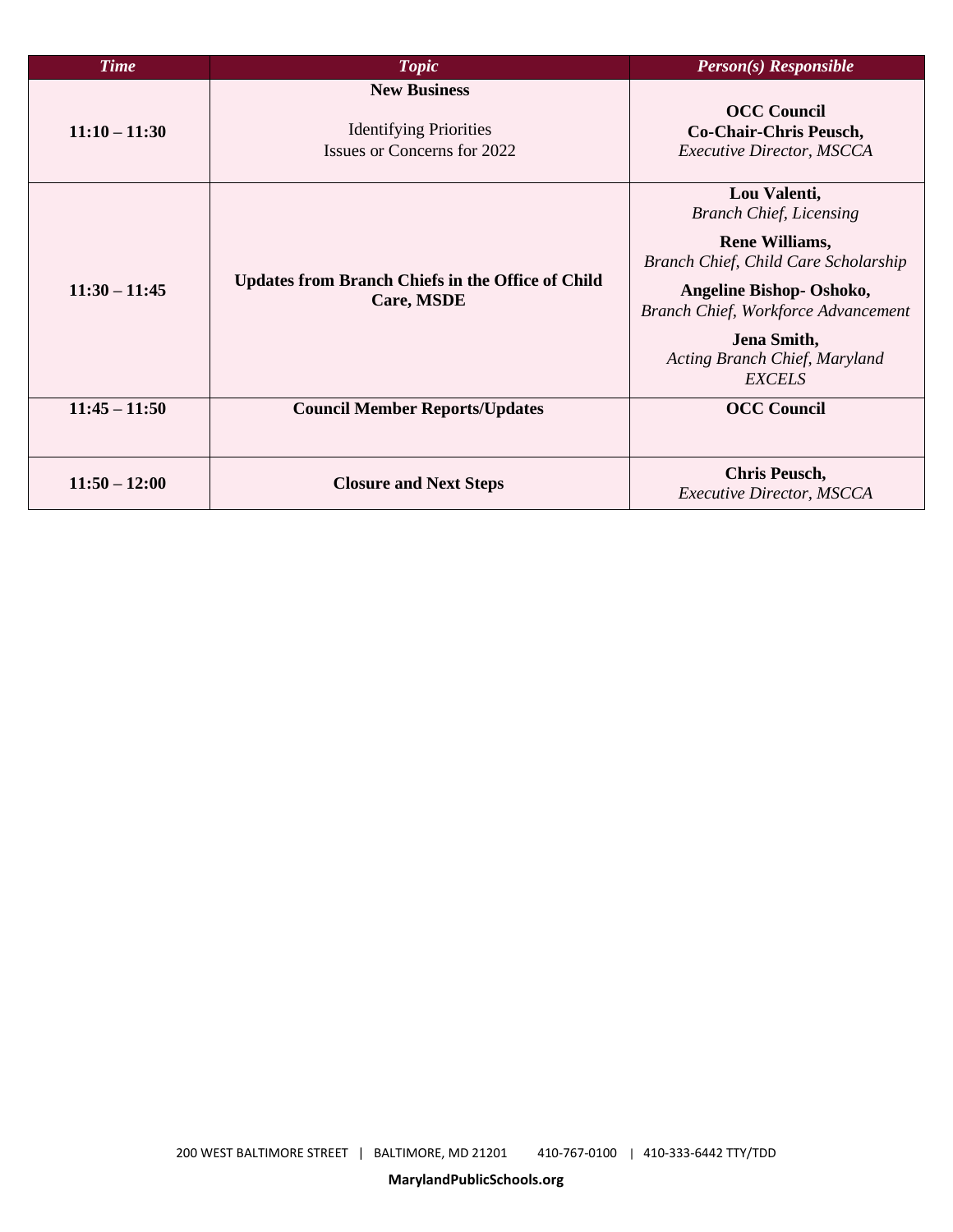| *Time* | *Topic* | *Person(s) Responsible* |
|---|---|---|
| **11:10 – 11:30** | **New Business**<br><br>Identifying Priorities<br>Issues or Concerns for 2022 | **OCC Council**<br>**Co-Chair-Chris Peusch,**<br>*Executive Director, MSCCA* |
| **11:30 – 11:45** | **Updates from Branch Chiefs in the Office of Child Care, MSDE** | **Lou Valenti,**<br>*Branch Chief, Licensing*<br><br>**Rene Williams,**<br>*Branch Chief, Child Care Scholarship*<br><br>**Angeline Bishop- Oshoko,**<br>*Branch Chief, Workforce Advancement*<br><br>**Jena Smith,**<br>*Acting Branch Chief, Maryland EXCELS* |
| **11:45 – 11:50** | **Council Member Reports/Updates** | **OCC Council** |
| **11:50 – 12:00** | **Closure and Next Steps** | **Chris Peusch,**<br>*Executive Director, MSCCA* |

200 WEST BALTIMORE STREET | BALTIMORE, MD 21201 410-767-0100 | 410-333-6442 TTY/TDD

**MarylandPublicSchools.org**